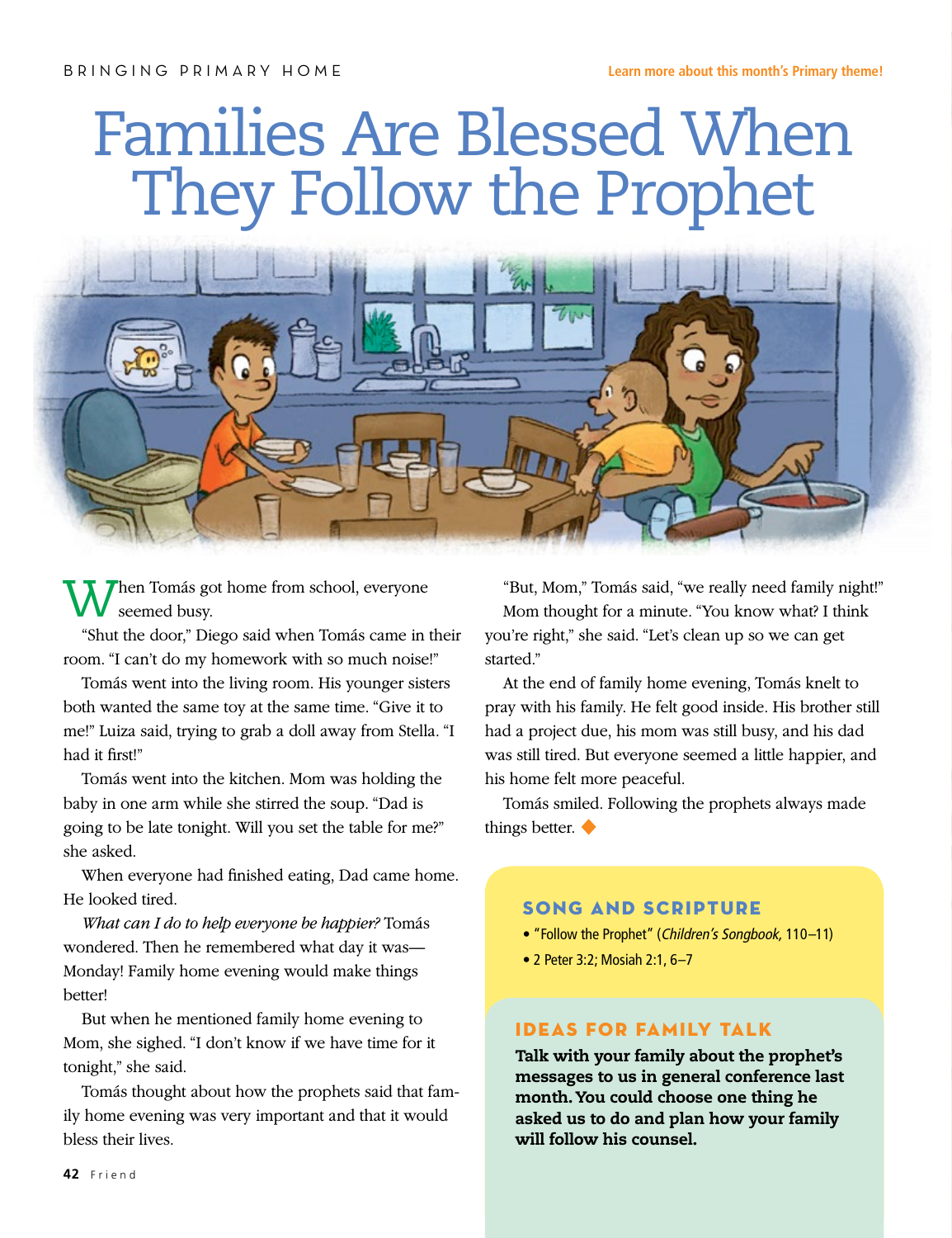# Families Are Blessed When They Follow the Prophet

When Tomás got home from school, everyone seemed busy.

"Shut the door," Diego said when Tomás came in their room. "I can't do my homework with so much noise!"

Tomás went into the living room. His younger sisters both wanted the same toy at the same time. "Give it to me!" Luiza said, trying to grab a doll away from Stella. "I had it first!"

Tomás went into the kitchen. Mom was holding the baby in one arm while she stirred the soup. "Dad is going to be late tonight. Will you set the table for me?" she asked.

When everyone had finished eating, Dad came home. He looked tired.

*What can I do to help everyone be happier?* Tomás wondered. Then he remembered what day it was—Monday! Family home evening would make things better!

But when he mentioned family home evening to Mom, she sighed. "I don't know if we have time for it tonight," she said.

Tomás thought about how the prophets said that family home evening was very important and that it would bless their lives.

"But, Mom," Tomás said, "we really need family night!"

Mom thought for a minute. "You know what? I think you're right," she said. "Let's clean up so we can get started."

At the end of family home evening, Tomás knelt to pray with his family. He felt good inside. His brother still had a project due, his mom was still busy, and his dad was still tired. But everyone seemed a little happier, and his home felt more peaceful.

Tomás smiled. Following the prophets always made things better. ◆

## Song and Scripture

- "Follow the Prophet" (*Children's Songbook,* 110–11)
- 2 Peter 3:2; Mosiah 2:1, 6–7

## Ideas for Family Talk

**Talk with your family about the prophet's messages to us in general conference last month. You could choose one thing he asked us to do and plan how your family will follow his counsel.**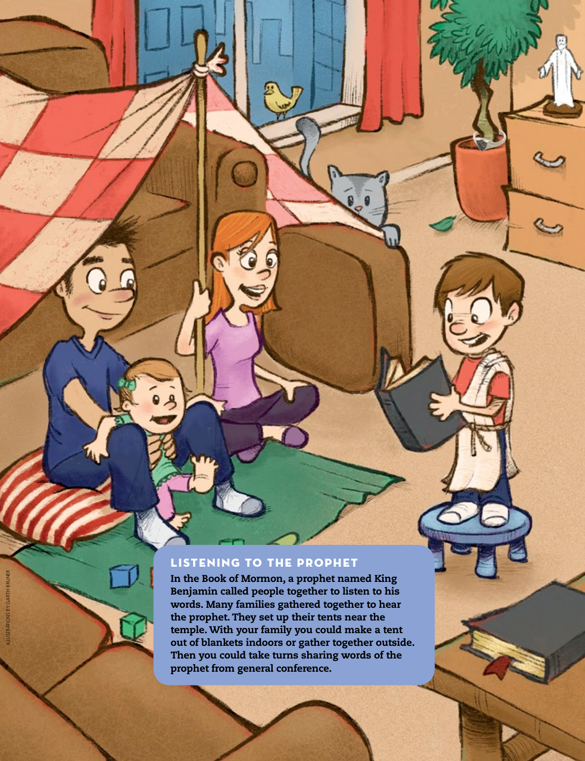## LISTENING TO THE PROPHET

In the Book of Mormon, a prophet named King Benjamin called people together to listen to his words. Many families gathered together to hear the prophet. They set up their tents near the temple. With your family you could make a tent out of blankets indoors or gather together outside. Then you could take turns sharing words of the prophet from general conference.

ILLUSTRATIONS BY GARTH BRUNER